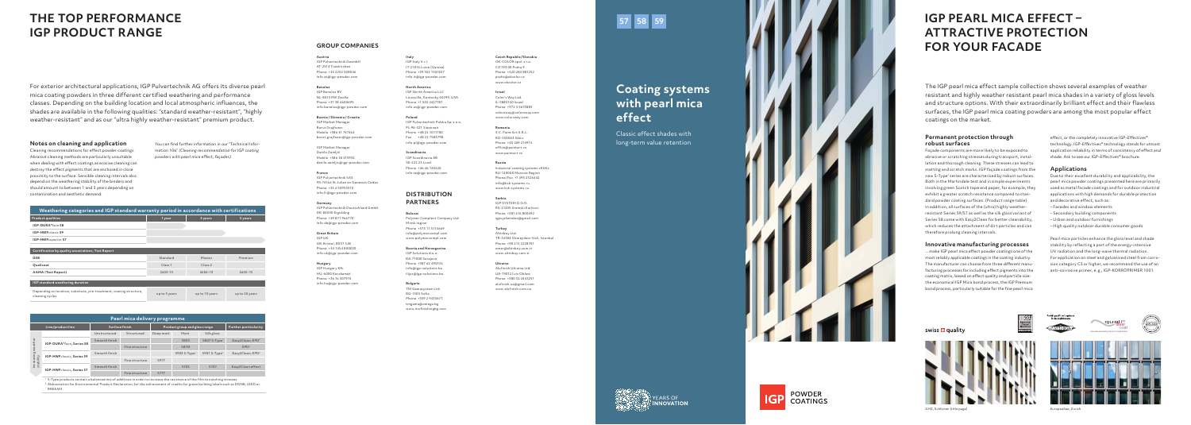# THE TOP PERFORMANCE IGP PRODUCT RANGE

For exterior architectural applications, IGP Pulvertechnik AG offers its diverse pearl mica coating powders in three different certified weathering and performance classes. Depending on the building location and local atmospheric influences, the shades are available in the following qualities: "standard weather-resistant", "highly weather-resistant" and as our "ultra highly weather-resistant" premium product.

### Notes on cleaning and application

Cleaning recommendations for effect powder coatings: Abrasive cleaning methods are particularly unsuitable when dealing with effect coatings as rescue cleaning can destroy the effect pigments that are anchored in close proximity to the surface. Sensible cleaning intervals also depend on the weathering stability of the binders and should amount to between 1 and 3 years depending on contamination and aesthetic demand.

You can find further information in our "Technical Information 106" *(Cleaning recommendation for IGP coating powders with pearl mica effect, facades)*

| Weathering categories and IGP standard warranty period in accordance with certifications | | | |
|---|---|---|---|
| **Product qualities** | **1 year** | **3 years** | **5 years** |
| IGP-DURA®face 58 | | | |
| IGP-HWF®lexcio 59 | | | |
| IGP-HWF®superior 57 | | | |
| **Certification by quality associations; Test Report** | | | |
| GSB | Standard | Master | Premium |
| Qualicoat | Class 1 | Class 2 | |
| AAMA (Test Report) | 2603-15 | 2604-13 | 2605-13 |
| **IGP standard weathering duration** | | | |
| Depending on location, substrate, pre-treatment, coating structure, cleaning cycles | up to 5 years | up to 10 years | up to 20 years |

| Pearl mica delivery programme | | | | | | | |
|---|---|---|---|---|---|---|---|
| **Line/product line** | **Surface finish** | | **Product group and gloss range** | | | | **Further particularity** |
| | Unstructured | Structured | Deep matt | Matt | Silk gloss | | |
| IGP-DURA®face, Series 58 | Smooth finish | | | 5805 | 5807 X-Type¹ | | Easy2Clean, EPD² |
| | | Fine structure | | 5818 | | | EPD² |
| IGP-HWF®lexcio, Series 59 | Smooth finish | | | 5905 X-Type¹ | 5907 X-Type¹ | | EasyZClean, EPD² |
| | | Fine structure | 5917 | | | | |
| IGP-HWF®superior, Series 57 | Smooth finish | | | 5705 | 5707 | | Easy2Clean effect |
| | | Fine structure | 5717 | | | | |

¹ X-Type products contain a balanced mix of additives in order to increase the resistance of the film to scratching stresses

² Abbreviation for Environmental Product Declaration; for the achievement of credits for green building labels such as DGNB, LEED or BREEAM

## GROUP COMPANIES

**Austria**
IGP Pulvertechnik Gesmbh
AT-2514 Traiskirchen
Phone +43 2252 508034
info.at@igp-powder.com

**Benelux**
IGP Benelux BV
NL-4001 RM Zevolle
Phone +31 38 4608695
info.benelux@igp-powder.com

**Bosnia/Slovenia/Croatia**
IGP Market Manager
Borut Grafnner
Mobile +386 41 747464
borut.grafnner@igp-powder.com

IGP Market Manager
Danilo Zmitjič
Mobile +386 31 679934
danilo.zmitjnic@igp-powder.com

**France**
IGP Pulvertechnik SAS
FR-77166 St-Lubin en Genevois Cedex
Phone +33 4 50995876
info.fr@igp-powder.com

**Germany**
IGP Pulvertechnik Deutschland GmbH
DE-86830 Ergolding
Phone +49 871 966770
info.de@igp-powder.com

**Great Britain**
IGP UK
GB-Bristol, BS37 5JB
Phone +44 745 6300020
info.uk@igp-powder.com

**Hungary**
IGP Hungary Kft.
HU-6000 Kecskemét
Phone +36 76 507974
info.hu@igp-powder.com

**Italy**
IGP Italy S.r.l.
IT-21016 Luino (Varese)
Phone +39 952 7187567
info.it@igp-powder.com

**North America**
IGP North America LLC
Louisville, Kentucky 40299, USA
Phone +1 502 2427187
info.us@igp-powder.com

**Poland**
IGP Pulvertechnik Polska Sp. z o.o.
PL-96-521 Sławniant
Phone +48 22 7211700
Fax +48 22 7185798
info.pl@igp-powder.com

**Scandinavia**
IGP Scandinavia AB
SE-222 21 Lund
Phone +46 46 120220
info.se@igp-powder.com

**Czech Republic/Slovakia**
DK-COLOR spol. s r.o.
CZ-190 00 Praha 9
Phone +420 283 881252
praha@dkcolor.cz
www.dkcolor.cz

**Israel**
Color's Way Ltd.
IL-5885540 Israel
Phone +972 3 5419888
colorsway@colorsway.com
www.colorsway.com

**Romania**
S.C. Paint Art S.R.L.
RO-550064 Sibiu
Phone +40 269 210975
office@paintart.ro
www.paintart.ro

**Russia**
Industrial coating systems «ISK»
RU-143005 Moscow Region
Phone/Fax +7 495 2324542
info@isk-systems.ru
www.isk-systems.ru

**Serbia**
IGP SYSTEM D.O.O.
RS-21205 Sremski Karlovci
Phone +381 616 800492
igpsystemdoo@gmail.com

**Turkey**
Altinkoy Ltd.
TR-34384 Okmeydanı-Sisli, Istanbul
Phone +90 212 2228707
omer@altinkoy.com.tr
www.altinkoy.com.tr

**Ukraine**
Alufinish Ukraine Ltd.
UA-79012 Lviv Oblast
Phone +380 32 2445291
alufinish.ua@gmail.com
www.alufinish.com.ua

## DISTRIBUTION PARTNERS

**Belarus**
Polymer Compleet Company Ltd
Minsk region
Phone +375 17 5115669
info@polymercompl.com
www.polymercompl.com

**Bosnia and Herzegovina**
IGP Solutions d.o.o.
BA-71000 Sarajevo
Phone +387 62 490576
info@igp-solutions.ba
iljas@igp-solutions.ba

**Bulgaria**
TM Getrasystem Ltd.
BG-1505 Sofia
Phone +359 2 9433677
tmgetra@omega.bg
www.tmfinishingbg.com

# Coating systems with pearl mica effect

Classic effect shades with long-term value retention

# IGP PEARL MICA EFFECT – ATTRACTIVE PROTECTION FOR YOUR FACADE

The IGP pearl mica effect sample collection shows several examples of weather resistant and highly weather resistant pearl mica shades in a variety of gloss levels and structure options. With their extraordinarily brilliant effect and their flawless surfaces, the IGP pearl mica coating powders are among the most popular effect coatings on the market.

### Permanent protection through robust surfaces

Facade components are more likely to be exposed to abrasive or scratching stresses during transport, installation and thorough cleaning. These stresses can lead to matting and scratch marks. IGP facade coatings from the new X-Type series are characterised by robust surfaces. Both in the Martindale test and in simple experiments involving green Scotch tape and paper, for example, they exhibit a greater scratch resistance compared to standard powder coating surfaces. (Product range table)
In addition, all surfaces of the (ultra) highly weather-resistant Series 59/57 as well as the silk gloss variant of Series 58 come with Easy2Clean for better cleanability, which reduces the attachment of dirt particles and can therefore prolong cleaning intervals.

### Innovative manufacturing processes

... make IGP pearl mica effect powder coatings one of the most reliably applicable coatings in the coating industry. The manufacturer can choose from three different manufacturing processes for including effect pigments into the coating matrix, based on effect quality and particle size: the economical IGP Mica bond process, the IGP Premium bond process, particularly suitable for the fine pearl mica effect, or the completely innovative IGP-Effectives® technology. IGP-Effectives® technology stands for utmost application reliability in terms of consistency of effect and shade. Ask to see our IGP-Effectives® brochure.

### Applications

Due to their excellent durability and applicability, the pearl mica powder coatings presented here are primarily used as metal facade coatings and for outdoor industrial applications with high demands for durable protective and decorative effect, such as:

- Facades and window elements
- Secondary building components
- Urban and outdoor furnishings
- High quality outdoor durable consumer goods

Pearl mica particles enhance the gloss level and shade stability by reflecting a part of the energy-intensive UV radiation and the long-wave thermal radiation. For application on steel and galvanised steel from corrosion category C3 or higher, we recommend the use of an anti-corrosive primer, e.g., IGP-KORROPRIMER 1001.

GHZ, Schlieren (title page)

Europaallee, Zurich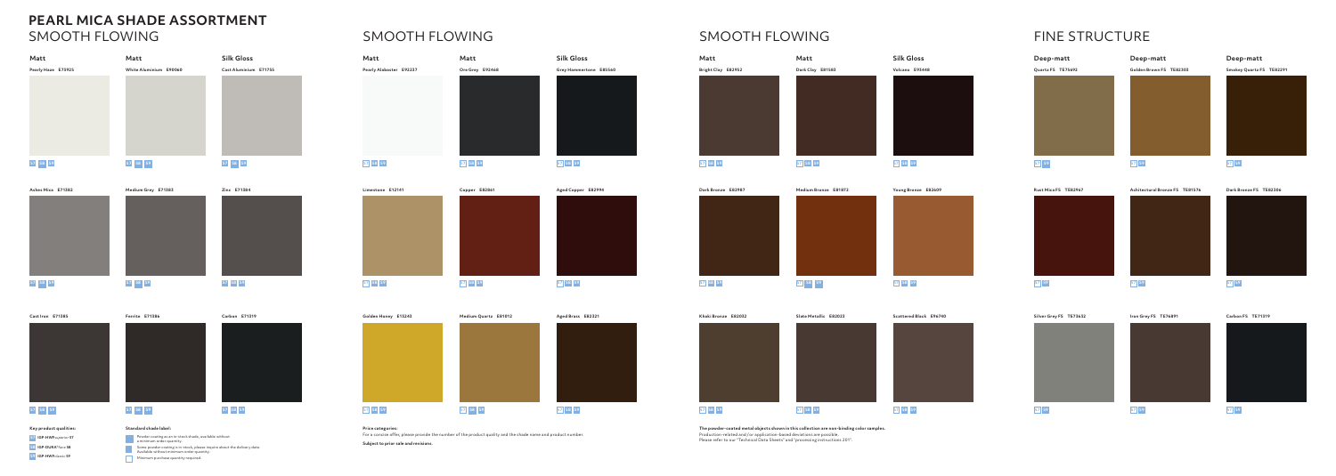# PEARL MICA SHADE ASSORTMENT

## SMOOTH FLOWING

| Matt | Matt | Silk Gloss |
|---|---|---|
| Pearly Haze E73925 | White Aluminium E90060 | Cast Aluminium E71755 |
| ST SB SP | ST SB SP | ST SB SP |
| Ashes Mica E71382 | Medium Grey E71383 | Zinc E71384 |
| ST SB SP | ST SB SP | ST SB SP |
| Cast Iron E71385 | Ferrite E71386 | Carbon E71319 |
| ST SB SP | ST SB SP | ST SB SP |

**Key product qualities:**

- ST IGP-HWF*superior* ST
- SB IGP-DURA®*face* SB
- SP IGP-HWF*classic* SP

**Standard shade label:**

- Powder coating is on in stock shade, available without a minimum order quantity.
- Some powder coating is in stock, please inquire about the delivery date. Available without minimum order quantity.
- Minimum purchase quantity required.

## SMOOTH FLOWING

| Matt | Matt | Silk Gloss |
|---|---|---|
| Pearly Alabaster E92237 | Ore Grey E92468 | Grey Hammertone E85560 |
| ST SB SP | ST SB SP | ST SB SP |
| Limestone E12141 | Copper E82861 | Aged Copper E82994 |
| ST SB SP | ST SB SP | ST SB SP |
| Golden Honey E13243 | Medium Quartz E81012 | Aged Brass E82321 |
| ST SB SP | ST SB SP | ST SB SP |

**Price categories:**

For a concise offer, please provide the number of the product quality and the shade name and product number.

**Subject to prior sale and revisions.**

## SMOOTH FLOWING

| Matt | Matt | Silk Gloss |
|---|---|---|
| Bright Clay E82952 | Dark Clay E81580 | Volcano E93448 |
| ST SB SP | ST SB SP | ST SB SP |
| Dark Bronze E82987 | Medium Bronze E81872 | Young Bronze E82609 |
| ST SB SP | ST SB SP | ST SB SP |
| Khaki Bronze E82032 | Slate Metallic E82023 | Scattered Black E96740 |
| ST SB SP | ST SB SP | ST SB SP |

**The powder-coated metal objects shown in this collection are non-binding color samples.**
Production-related and/or application-based deviations are possible.
Please refer to our "Technical Data Sheets" and "processing instructions 201".

## FINE STRUCTURE

| Deep-matt | Deep-matt | Deep-matt |
|---|---|---|
| Quartz FS TE75692 | Golden Brown FS TE82303 | Smokey Quartz FS TE82291 |
| ST SB | ST SB | ST SB |
| Rust Mica FS TE82967 | Achitectural Bronze FS TE81576 | Dark Bronze FS TE82306 |
| ST SB | ST SB | ST SB |
| Silver Grey FS TE73632 | Iron Grey FS TE76891 | Carbon FS TE71319 |
| ST SB | ST SB | ST SB |